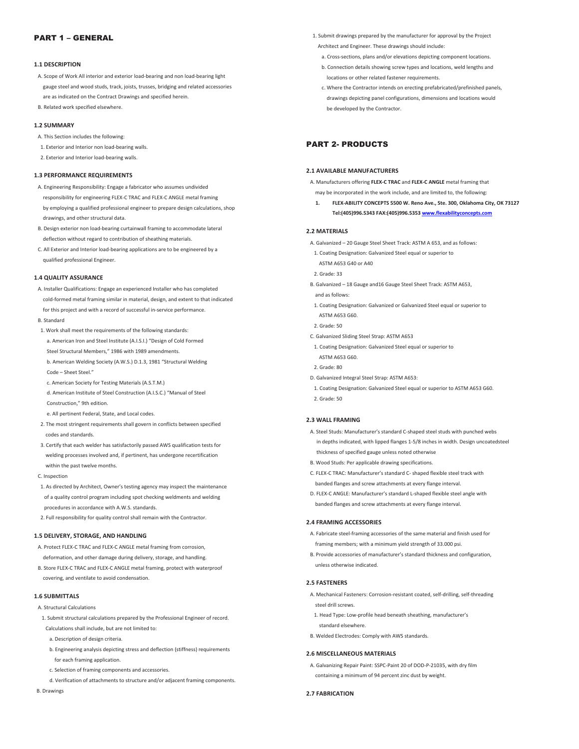## PART 1 – GENERAL

### 1.1 DESCRIPTION

A. Scope of Work All interior and exterior load-bearing and non load-bearing light gauge steel and wood studs, track, joists, trusses, bridging and related accessories are as indicated on the Contract Drawings and specified herein.

B. Related work specified elsewhere.

### 1.2 SUMMARY

A. This Section includes the following:

1. Exterior and Interior non load-bearing walls.
2. Exterior and Interior load-bearing walls.

### 1.3 PERFORMANCE REQUIREMENTS

A. Engineering Responsibility: Engage a fabricator who assumes undivided responsibility for engineering FLEX-C TRAC and FLEX-C ANGLE metal framing by employing a qualified professional engineer to prepare design calculations, shop drawings, and other structural data.

B. Design exterior non load-bearing curtainwall framing to accommodate lateral deflection without regard to contribution of sheathing materials.

C. All Exterior and Interior load-bearing applications are to be engineered by a qualified professional Engineer.

### 1.4 QUALITY ASSURANCE

A. Installer Qualifications: Engage an experienced Installer who has completed cold-formed metal framing similar in material, design, and extent to that indicated for this project and with a record of successful in-service performance.

B. Standard

1. Work shall meet the requirements of the following standards:
   a. American Iron and Steel Institute (A.I.S.I.) "Design of Cold Formed Steel Structural Members," 1986 with 1989 amendments.
   b. American Welding Society (A.W.S.) D.1.3, 1981 "Structural Welding Code – Sheet Steel."
   c. American Society for Testing Materials (A.S.T.M.)
   d. American Institute of Steel Construction (A.I.S.C.) "Manual of Steel Construction," 9th edition.
   e. All pertinent Federal, State, and Local codes.
2. The most stringent requirements shall govern in conflicts between specified codes and standards.
3. Certify that each welder has satisfactorily passed AWS qualification tests for welding processes involved and, if pertinent, has undergone recertification within the past twelve months.

C. Inspection

1. As directed by Architect, Owner's testing agency may inspect the maintenance of a quality control program including spot checking weldments and welding procedures in accordance with A.W.S. standards.
2. Full responsibility for quality control shall remain with the Contractor.

### 1.5 DELIVERY, STORAGE, AND HANDLING

A. Protect FLEX-C TRAC and FLEX-C ANGLE metal framing from corrosion, deformation, and other damage during delivery, storage, and handling.

B. Store FLEX-C TRAC and FLEX-C ANGLE metal framing, protect with waterproof covering, and ventilate to avoid condensation.

### 1.6 SUBMITTALS

A. Structural Calculations

1. Submit structural calculations prepared by the Professional Engineer of record. Calculations shall include, but are not limited to:
   a. Description of design criteria.
   b. Engineering analysis depicting stress and deflection (stiffness) requirements for each framing application.
   c. Selection of framing components and accessories.
   d. Verification of attachments to structure and/or adjacent framing components.

B. Drawings

1. Submit drawings prepared by the manufacturer for approval by the Project Architect and Engineer. These drawings should include:
   a. Cross-sections, plans and/or elevations depicting component locations.
   b. Connection details showing screw types and locations, weld lengths and locations or other related fastener requirements.
   c. Where the Contractor intends on erecting prefabricated/prefinished panels, drawings depicting panel configurations, dimensions and locations would be developed by the Contractor.

## PART 2- PRODUCTS

### 2.1 AVAILABLE MANUFACTURERS

A. Manufacturers offering **FLEX-C TRAC** and **FLEX-C ANGLE** metal framing that may be incorporated in the work include, and are limited to, the following:

1. **FLEX-ABILITY CONCEPTS 5500 W. Reno Ave., Ste. 300, Oklahoma City, OK 73127 Tel:(405)996.5343 FAX:(405)996.5353 www.flexabilityconcepts.com**

### 2.2 MATERIALS

A. Galvanized – 20 Gauge Steel Sheet Track: ASTM A 653, and as follows:

1. Coating Designation: Galvanized Steel equal or superior to ASTM A653 G40 or A40
2. Grade: 33

B. Galvanized – 18 Gauge and16 Gauge Steel Sheet Track: ASTM A653, and as follows:

1. Coating Designation: Galvanized or Galvanized Steel equal or superior to ASTM A653 G60.
2. Grade: 50

C. Galvanized Sliding Steel Strap: ASTM A653

1. Coating Designation: Galvanized Steel equal or superior to ASTM A653 G60.
2. Grade: 80

D. Galvanized Integral Steel Strap: ASTM A653:

1. Coating Designation: Galvanized Steel equal or superior to ASTM A653 G60.
2. Grade: 50

### 2.3 WALL FRAMING

A. Steel Studs: Manufacturer's standard C-shaped steel studs with punched webs in depths indicated, with lipped flanges 1-5/8 inches in width. Design uncoatedsteel thickness of specified gauge unless noted otherwise

B. Wood Studs: Per applicable drawing specifications.

C. FLEX-C TRAC: Manufacturer's standard C- shaped flexible steel track with banded flanges and screw attachments at every flange interval.

D. FLEX-C ANGLE: Manufacturer's standard L-shaped flexible steel angle with banded flanges and screw attachments at every flange interval.

### 2.4 FRAMING ACCESSORIES

A. Fabricate steel-framing accessories of the same material and finish used for framing members; with a minimum yield strength of 33.000 psi.

B. Provide accessories of manufacturer's standard thickness and configuration, unless otherwise indicated.

### 2.5 FASTENERS

A. Mechanical Fasteners: Corrosion-resistant coated, self-drilling, self-threading steel drill screws.

1. Head Type: Low-profile head beneath sheathing, manufacturer's standard elsewhere.

B. Welded Electrodes: Comply with AWS standards.

### 2.6 MISCELLANEOUS MATERIALS

A. Galvanizing Repair Paint: SSPC-Paint 20 of DOD-P-21035, with dry film containing a minimum of 94 percent zinc dust by weight.

### 2.7 FABRICATION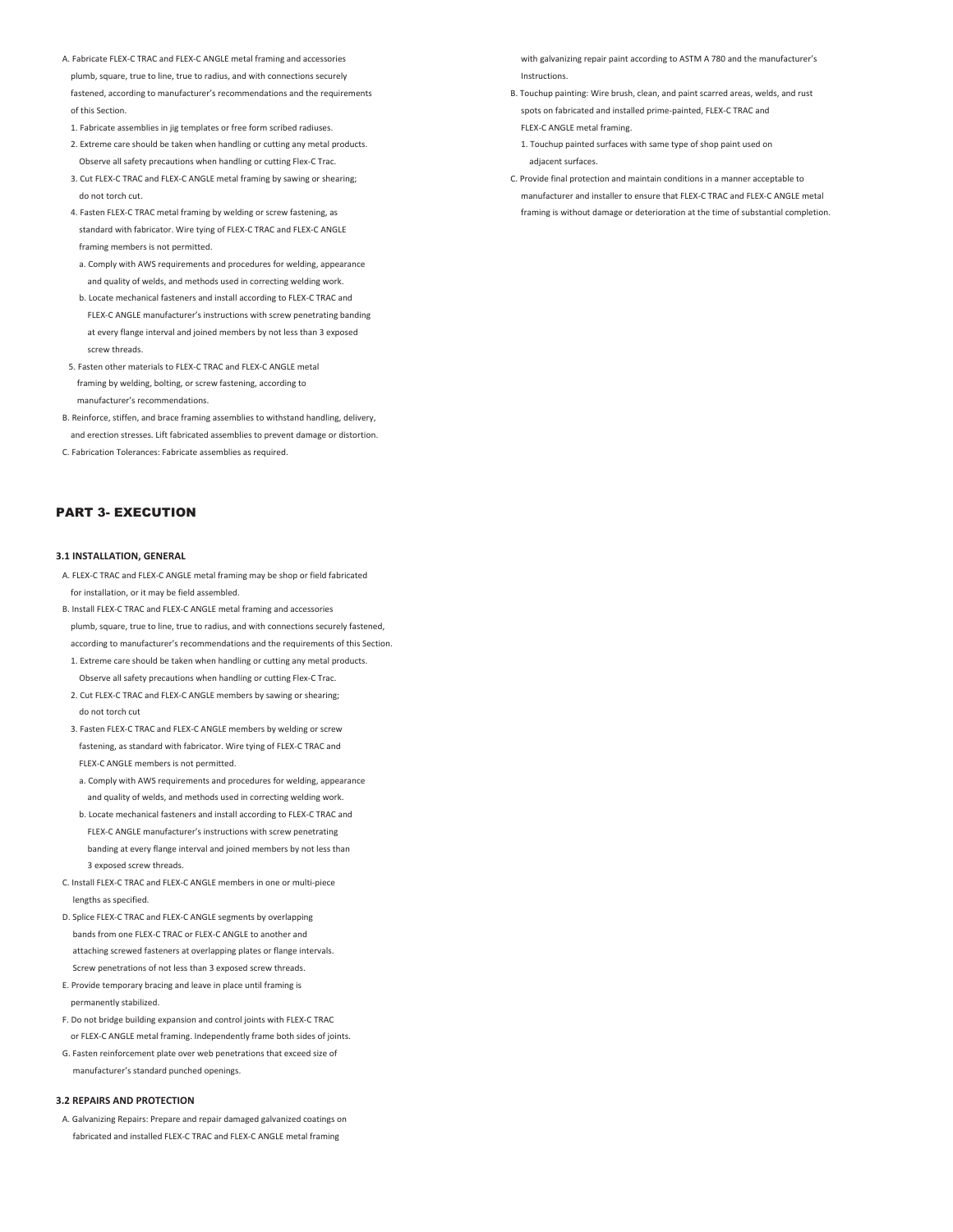A. Fabricate FLEX-C TRAC and FLEX-C ANGLE metal framing and accessories plumb, square, true to line, true to radius, and with connections securely fastened, according to manufacturer's recommendations and the requirements of this Section.

1. Fabricate assemblies in jig templates or free form scribed radiuses.
2. Extreme care should be taken when handling or cutting any metal products. Observe all safety precautions when handling or cutting Flex-C Trac.
3. Cut FLEX-C TRAC and FLEX-C ANGLE metal framing by sawing or shearing; do not torch cut.
4. Fasten FLEX-C TRAC metal framing by welding or screw fastening, as standard with fabricator. Wire tying of FLEX-C TRAC and FLEX-C ANGLE framing members is not permitted.
   a. Comply with AWS requirements and procedures for welding, appearance and quality of welds, and methods used in correcting welding work.
   b. Locate mechanical fasteners and install according to FLEX-C TRAC and FLEX-C ANGLE manufacturer's instructions with screw penetrating banding at every flange interval and joined members by not less than 3 exposed screw threads.
5. Fasten other materials to FLEX-C TRAC and FLEX-C ANGLE metal framing by welding, bolting, or screw fastening, according to manufacturer's recommendations.

B. Reinforce, stiffen, and brace framing assemblies to withstand handling, delivery, and erection stresses. Lift fabricated assemblies to prevent damage or distortion.

C. Fabrication Tolerances: Fabricate assemblies as required.

## PART 3- EXECUTION

### 3.1 INSTALLATION, GENERAL

A. FLEX-C TRAC and FLEX-C ANGLE metal framing may be shop or field fabricated for installation, or it may be field assembled.

B. Install FLEX-C TRAC and FLEX-C ANGLE metal framing and accessories plumb, square, true to line, true to radius, and with connections securely fastened, according to manufacturer's recommendations and the requirements of this Section.

1. Extreme care should be taken when handling or cutting any metal products. Observe all safety precautions when handling or cutting Flex-C Trac.
2. Cut FLEX-C TRAC and FLEX-C ANGLE members by sawing or shearing; do not torch cut
3. Fasten FLEX-C TRAC and FLEX-C ANGLE members by welding or screw fastening, as standard with fabricator. Wire tying of FLEX-C TRAC and FLEX-C ANGLE members is not permitted.
   a. Comply with AWS requirements and procedures for welding, appearance and quality of welds, and methods used in correcting welding work.
   b. Locate mechanical fasteners and install according to FLEX-C TRAC and FLEX-C ANGLE manufacturer's instructions with screw penetrating banding at every flange interval and joined members by not less than 3 exposed screw threads.

C. Install FLEX-C TRAC and FLEX-C ANGLE members in one or multi-piece lengths as specified.

D. Splice FLEX-C TRAC and FLEX-C ANGLE segments by overlapping bands from one FLEX-C TRAC or FLEX-C ANGLE to another and attaching screwed fasteners at overlapping plates or flange intervals. Screw penetrations of not less than 3 exposed screw threads.

E. Provide temporary bracing and leave in place until framing is permanently stabilized.

F. Do not bridge building expansion and control joints with FLEX-C TRAC or FLEX-C ANGLE metal framing. Independently frame both sides of joints.

G. Fasten reinforcement plate over web penetrations that exceed size of manufacturer's standard punched openings.

### 3.2 REPAIRS AND PROTECTION

A. Galvanizing Repairs: Prepare and repair damaged galvanized coatings on fabricated and installed FLEX-C TRAC and FLEX-C ANGLE metal framing with galvanizing repair paint according to ASTM A 780 and the manufacturer's Instructions.

B. Touchup painting: Wire brush, clean, and paint scarred areas, welds, and rust spots on fabricated and installed prime-painted, FLEX-C TRAC and FLEX-C ANGLE metal framing.

1. Touchup painted surfaces with same type of shop paint used on adjacent surfaces.

C. Provide final protection and maintain conditions in a manner acceptable to manufacturer and installer to ensure that FLEX-C TRAC and FLEX-C ANGLE metal framing is without damage or deterioration at the time of substantial completion.